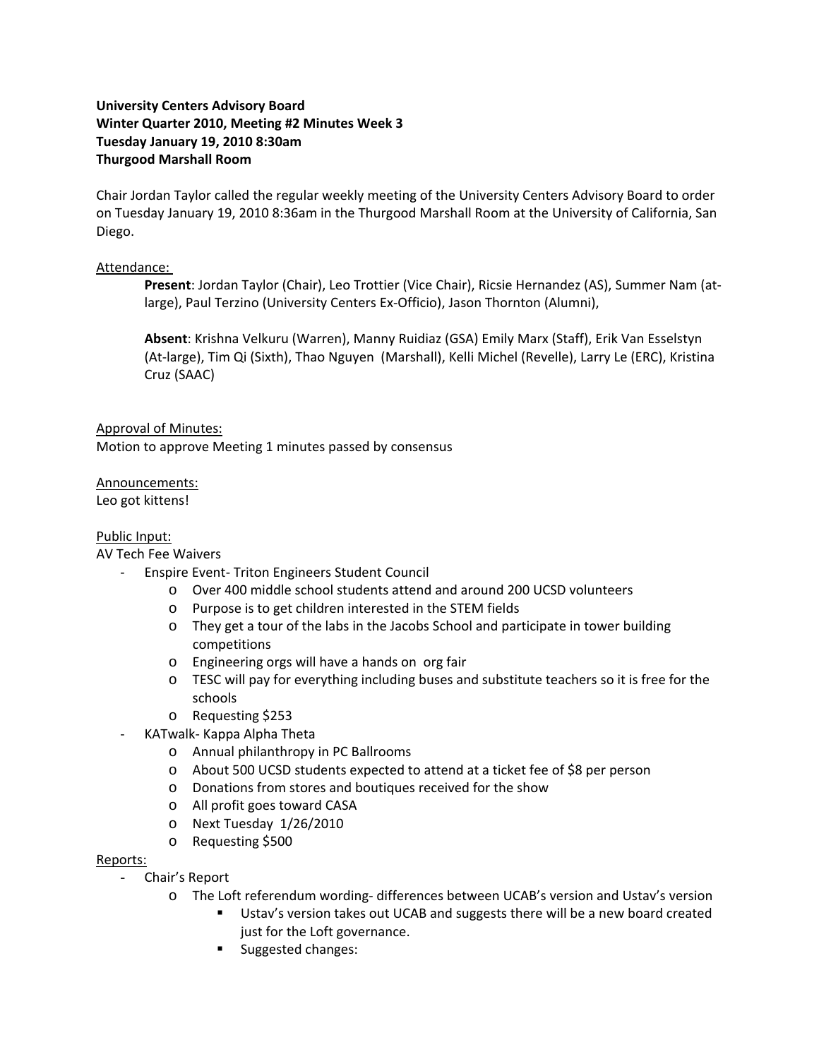**University Centers Advisory Board**
**Winter Quarter 2010, Meeting #2 Minutes Week 3**
**Tuesday January 19, 2010 8:30am**
**Thurgood Marshall Room**

Chair Jordan Taylor called the regular weekly meeting of the University Centers Advisory Board to order on Tuesday January 19, 2010 8:36am in the Thurgood Marshall Room at the University of California, San Diego.

Attendance:

**Present**: Jordan Taylor (Chair), Leo Trottier (Vice Chair), Ricsie Hernandez (AS), Summer Nam (at-large), Paul Terzino (University Centers Ex-Officio), Jason Thornton (Alumni),

**Absent**: Krishna Velkuru (Warren), Manny Ruidiaz (GSA) Emily Marx (Staff), Erik Van Esselstyn (At-large), Tim Qi (Sixth), Thao Nguyen (Marshall), Kelli Michel (Revelle), Larry Le (ERC), Kristina Cruz (SAAC)

Approval of Minutes:
Motion to approve Meeting 1 minutes passed by consensus

Announcements:
Leo got kittens!

Public Input:
AV Tech Fee Waivers

- Enspire Event- Triton Engineers Student Council
  - Over 400 middle school students attend and around 200 UCSD volunteers
  - Purpose is to get children interested in the STEM fields
  - They get a tour of the labs in the Jacobs School and participate in tower building competitions
  - Engineering orgs will have a hands on org fair
  - TESC will pay for everything including buses and substitute teachers so it is free for the schools
  - Requesting $253
- KATwalk- Kappa Alpha Theta
  - Annual philanthropy in PC Ballrooms
  - About 500 UCSD students expected to attend at a ticket fee of $8 per person
  - Donations from stores and boutiques received for the show
  - All profit goes toward CASA
  - Next Tuesday 1/26/2010
  - Requesting $500

Reports:

- Chair's Report
  - The Loft referendum wording- differences between UCAB's version and Ustav's version
    - Ustav's version takes out UCAB and suggests there will be a new board created just for the Loft governance.
    - Suggested changes: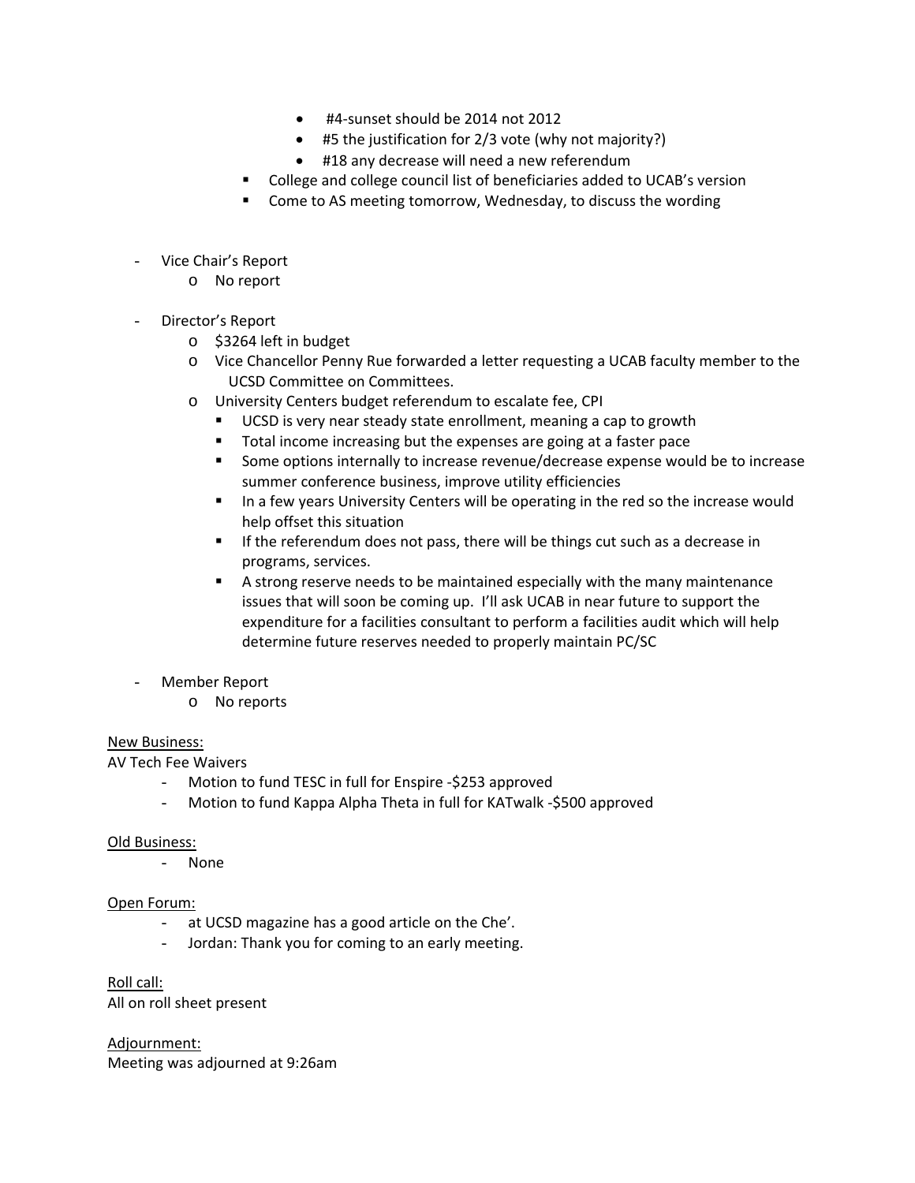- #4-sunset should be 2014 not 2012
        - #5 the justification for 2/3 vote (why not majority?)
        - #18 any decrease will need a new referendum
      - College and college council list of beneficiaries added to UCAB's version
      - Come to AS meeting tomorrow, Wednesday, to discuss the wording

- Vice Chair's Report
  - No report

- Director's Report
  - $3264 left in budget
  - Vice Chancellor Penny Rue forwarded a letter requesting a UCAB faculty member to the UCSD Committee on Committees.
  - University Centers budget referendum to escalate fee, CPI
    - UCSD is very near steady state enrollment, meaning a cap to growth
    - Total income increasing but the expenses are going at a faster pace
    - Some options internally to increase revenue/decrease expense would be to increase summer conference business, improve utility efficiencies
    - In a few years University Centers will be operating in the red so the increase would help offset this situation
    - If the referendum does not pass, there will be things cut such as a decrease in programs, services.
    - A strong reserve needs to be maintained especially with the many maintenance issues that will soon be coming up. I'll ask UCAB in near future to support the expenditure for a facilities consultant to perform a facilities audit which will help determine future reserves needed to properly maintain PC/SC

- Member Report
  - No reports

<u>New Business:</u>

AV Tech Fee Waivers

- Motion to fund TESC in full for Enspire -$253 approved
- Motion to fund Kappa Alpha Theta in full for KATwalk -$500 approved

<u>Old Business:</u>

- None

<u>Open Forum:</u>

- at UCSD magazine has a good article on the Che'.
- Jordan: Thank you for coming to an early meeting.

<u>Roll call:</u>

All on roll sheet present

<u>Adjournment:</u>

Meeting was adjourned at 9:26am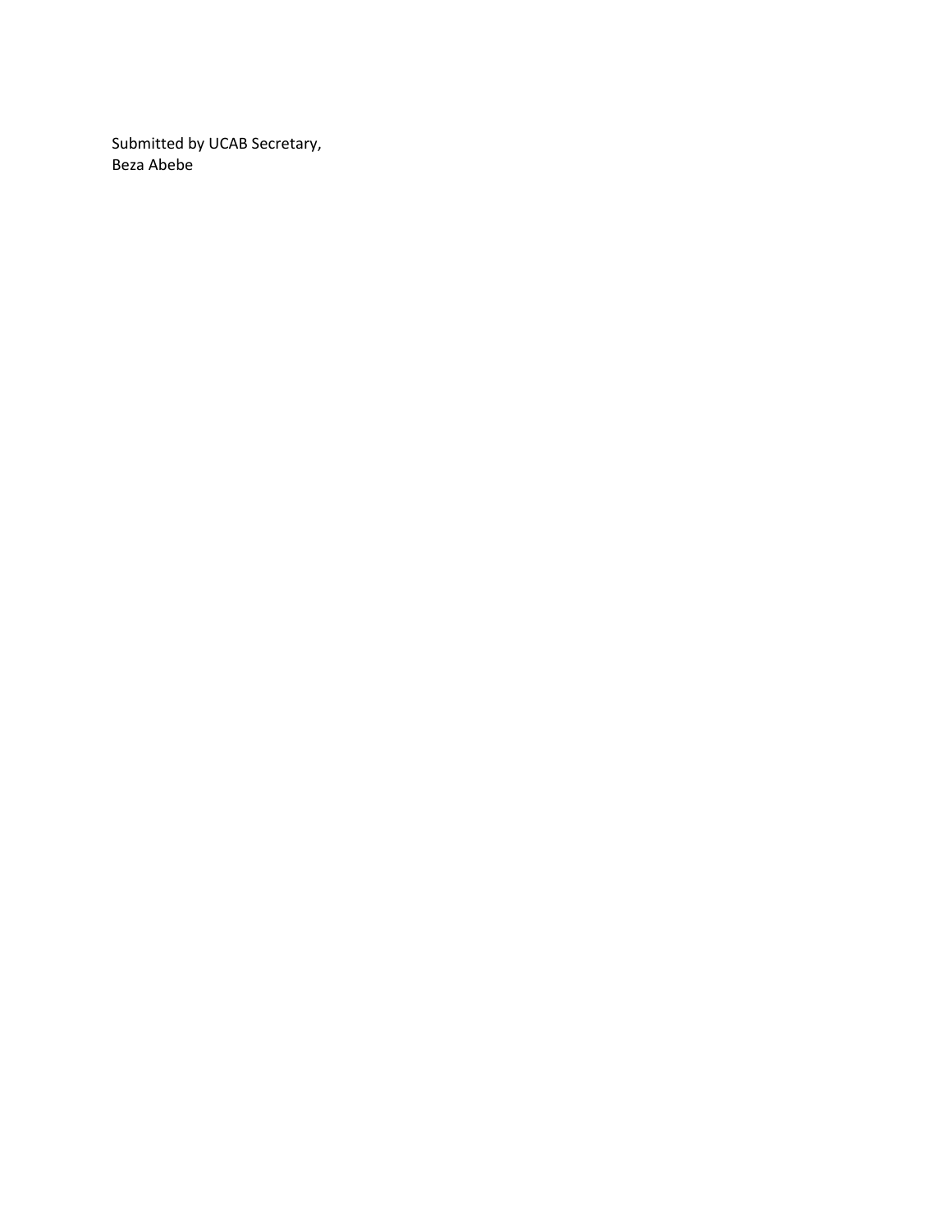Submitted by UCAB Secretary,
Beza Abebe